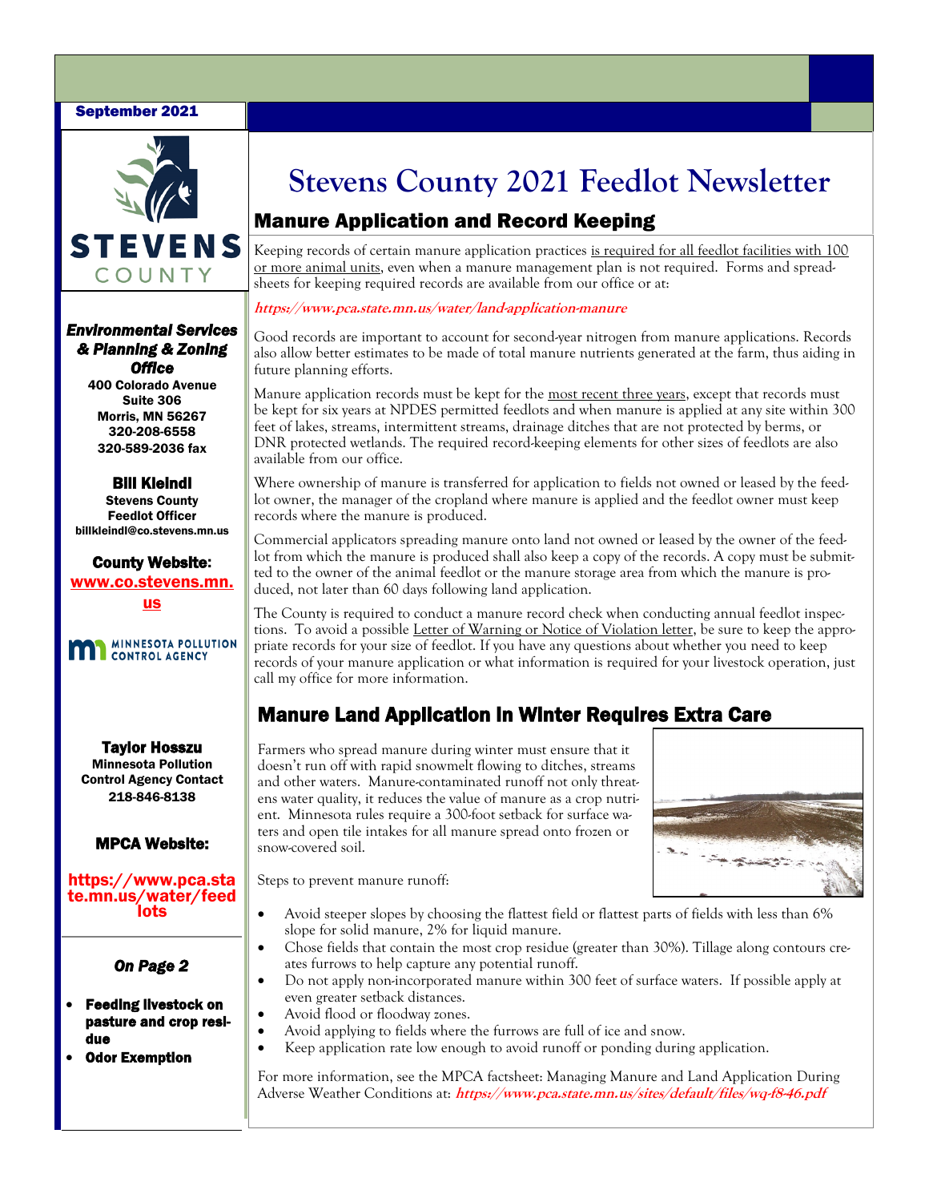September 2021

STEVENS COUNTY

***Environmental Services & Planning & Zoning Office***

**400 Colorado Avenue**
**Suite 306**
**Morris, MN 56267**
**320-208-6558**
**320-589-2036 fax**

**Bill Kleindl**
**Stevens County Feedlot Officer**
**billkleindl@co.stevens.mn.us**

**County Website:**
**www.co.stevens.mn.us**

MINNESOTA POLLUTION CONTROL AGENCY

**Taylor Hosszu**
**Minnesota Pollution Control Agency Contact**
**218-846-8138**

**MPCA Website:**

**https://www.pca.state.mn.us/water/feedlots**

***On Page 2***

- **Feeding livestock on pasture and crop residue**
- **Odor Exemption**

# Stevens County 2021 Feedlot Newsletter

## Manure Application and Record Keeping

Keeping records of certain manure application practices is required for all feedlot facilities with 100 or more animal units, even when a manure management plan is not required. Forms and spreadsheets for keeping required records are available from our office or at:

***https://www.pca.state.mn.us/water/land-application-manure***

Good records are important to account for second-year nitrogen from manure applications. Records also allow better estimates to be made of total manure nutrients generated at the farm, thus aiding in future planning efforts.

Manure application records must be kept for the most recent three years, except that records must be kept for six years at NPDES permitted feedlots and when manure is applied at any site within 300 feet of lakes, streams, intermittent streams, drainage ditches that are not protected by berms, or DNR protected wetlands. The required record-keeping elements for other sizes of feedlots are also available from our office.

Where ownership of manure is transferred for application to fields not owned or leased by the feedlot owner, the manager of the cropland where manure is applied and the feedlot owner must keep records where the manure is produced.

Commercial applicators spreading manure onto land not owned or leased by the owner of the feedlot from which the manure is produced shall also keep a copy of the records. A copy must be submitted to the owner of the animal feedlot or the manure storage area from which the manure is produced, not later than 60 days following land application.

The County is required to conduct a manure record check when conducting annual feedlot inspections. To avoid a possible Letter of Warning or Notice of Violation letter, be sure to keep the appropriate records for your size of feedlot. If you have any questions about whether you need to keep records of your manure application or what information is required for your livestock operation, just call my office for more information.

## Manure Land Application in Winter Requires Extra Care

Farmers who spread manure during winter must ensure that it doesn't run off with rapid snowmelt flowing to ditches, streams and other waters. Manure-contaminated runoff not only threatens water quality, it reduces the value of manure as a crop nutrient. Minnesota rules require a 300-foot setback for surface waters and open tile intakes for all manure spread onto frozen or snow-covered soil.

Steps to prevent manure runoff:

- Avoid steeper slopes by choosing the flattest field or flattest parts of fields with less than 6% slope for solid manure, 2% for liquid manure.
- Chose fields that contain the most crop residue (greater than 30%). Tillage along contours creates furrows to help capture any potential runoff.
- Do not apply non-incorporated manure within 300 feet of surface waters. If possible apply at even greater setback distances.
- Avoid flood or floodway zones.
- Avoid applying to fields where the furrows are full of ice and snow.
- Keep application rate low enough to avoid runoff or ponding during application.

For more information, see the MPCA factsheet: Managing Manure and Land Application During Adverse Weather Conditions at: ***https://www.pca.state.mn.us/sites/default/files/wq-f8-46.pdf***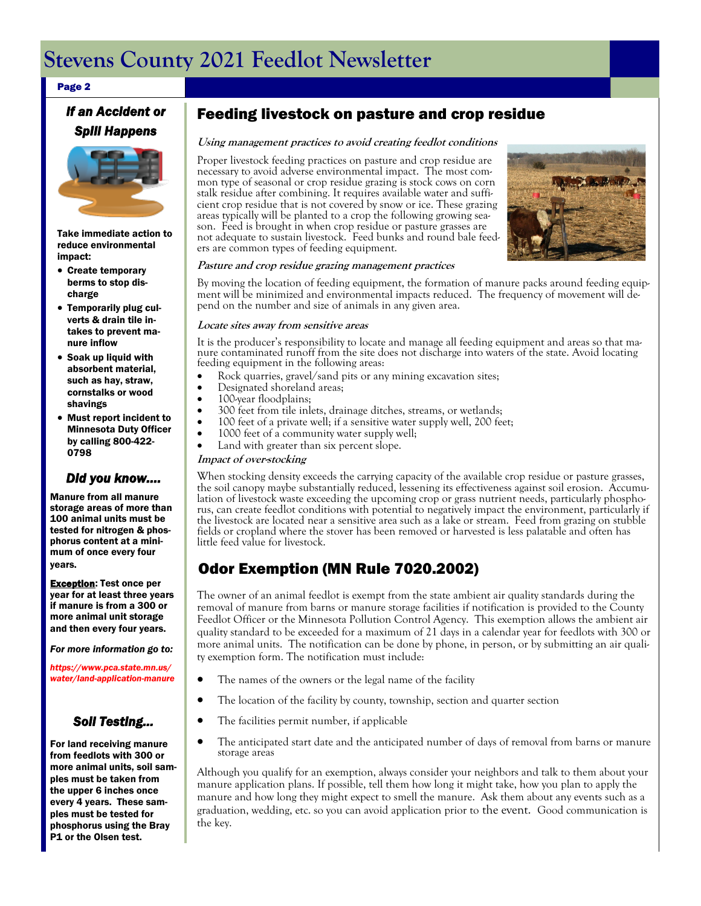# Stevens County 2021 Feedlot Newsletter

### *If an Accident or Spill Happens*

**Take immediate action to reduce environmental impact:**

- **Create temporary berms to stop discharge**
- **Temporarily plug culverts & drain tile intakes to prevent manure inflow**
- **Soak up liquid with absorbent material, such as hay, straw, cornstalks or wood shavings**
- **Must report incident to Minnesota Duty Officer by calling 800-422-0798**

### *Did you know….*

**Manure from all manure storage areas of more than 100 animal units must be tested for nitrogen & phosphorus content at a minimum of once every four years.**

**Exception: Test once per year for at least three years if manure is from a 300 or more animal unit storage and then every four years.**

***For more information go to:***

*https://www.pca.state.mn.us/water/land-application-manure*

### *Soil Testing…*

**For land receiving manure from feedlots with 300 or more animal units, soil samples must be taken from the upper 6 inches once every 4 years. These samples must be tested for phosphorus using the Bray P1 or the Olsen test.**

## Feeding livestock on pasture and crop residue

***Using management practices to avoid creating feedlot conditions***

Proper livestock feeding practices on pasture and crop residue are necessary to avoid adverse environmental impact. The most common type of seasonal or crop residue grazing is stock cows on corn stalk residue after combining. It requires available water and sufficient crop residue that is not covered by snow or ice. These grazing areas typically will be planted to a crop the following growing season. Feed is brought in when crop residue or pasture grasses are not adequate to sustain livestock. Feed bunks and round bale feeders are common types of feeding equipment.

***Pasture and crop residue grazing management practices***

By moving the location of feeding equipment, the formation of manure packs around feeding equipment will be minimized and environmental impacts reduced. The frequency of movement will depend on the number and size of animals in any given area.

***Locate sites away from sensitive areas***

It is the producer's responsibility to locate and manage all feeding equipment and areas so that manure contaminated runoff from the site does not discharge into waters of the state. Avoid locating feeding equipment in the following areas:

- Rock quarries, gravel/sand pits or any mining excavation sites;
- Designated shoreland areas;
- 100-year floodplains;
- 300 feet from tile inlets, drainage ditches, streams, or wetlands;
- 100 feet of a private well; if a sensitive water supply well, 200 feet;
- 1000 feet of a community water supply well;
- Land with greater than six percent slope.

***Impact of over-stocking***

When stocking density exceeds the carrying capacity of the available crop residue or pasture grasses, the soil canopy maybe substantially reduced, lessening its effectiveness against soil erosion. Accumulation of livestock waste exceeding the upcoming crop or grass nutrient needs, particularly phosphorus, can create feedlot conditions with potential to negatively impact the environment, particularly if the livestock are located near a sensitive area such as a lake or stream. Feed from grazing on stubble fields or cropland where the stover has been removed or harvested is less palatable and often has little feed value for livestock.

## Odor Exemption (MN Rule 7020.2002)

The owner of an animal feedlot is exempt from the state ambient air quality standards during the removal of manure from barns or manure storage facilities if notification is provided to the County Feedlot Officer or the Minnesota Pollution Control Agency. This exemption allows the ambient air quality standard to be exceeded for a maximum of 21 days in a calendar year for feedlots with 300 or more animal units. The notification can be done by phone, in person, or by submitting an air quality exemption form. The notification must include:

- The names of the owners or the legal name of the facility
- The location of the facility by county, township, section and quarter section
- The facilities permit number, if applicable
- The anticipated start date and the anticipated number of days of removal from barns or manure storage areas

Although you qualify for an exemption, always consider your neighbors and talk to them about your manure application plans. If possible, tell them how long it might take, how you plan to apply the manure and how long they might expect to smell the manure. Ask them about any events such as a graduation, wedding, etc. so you can avoid application prior to the event. Good communication is the key.